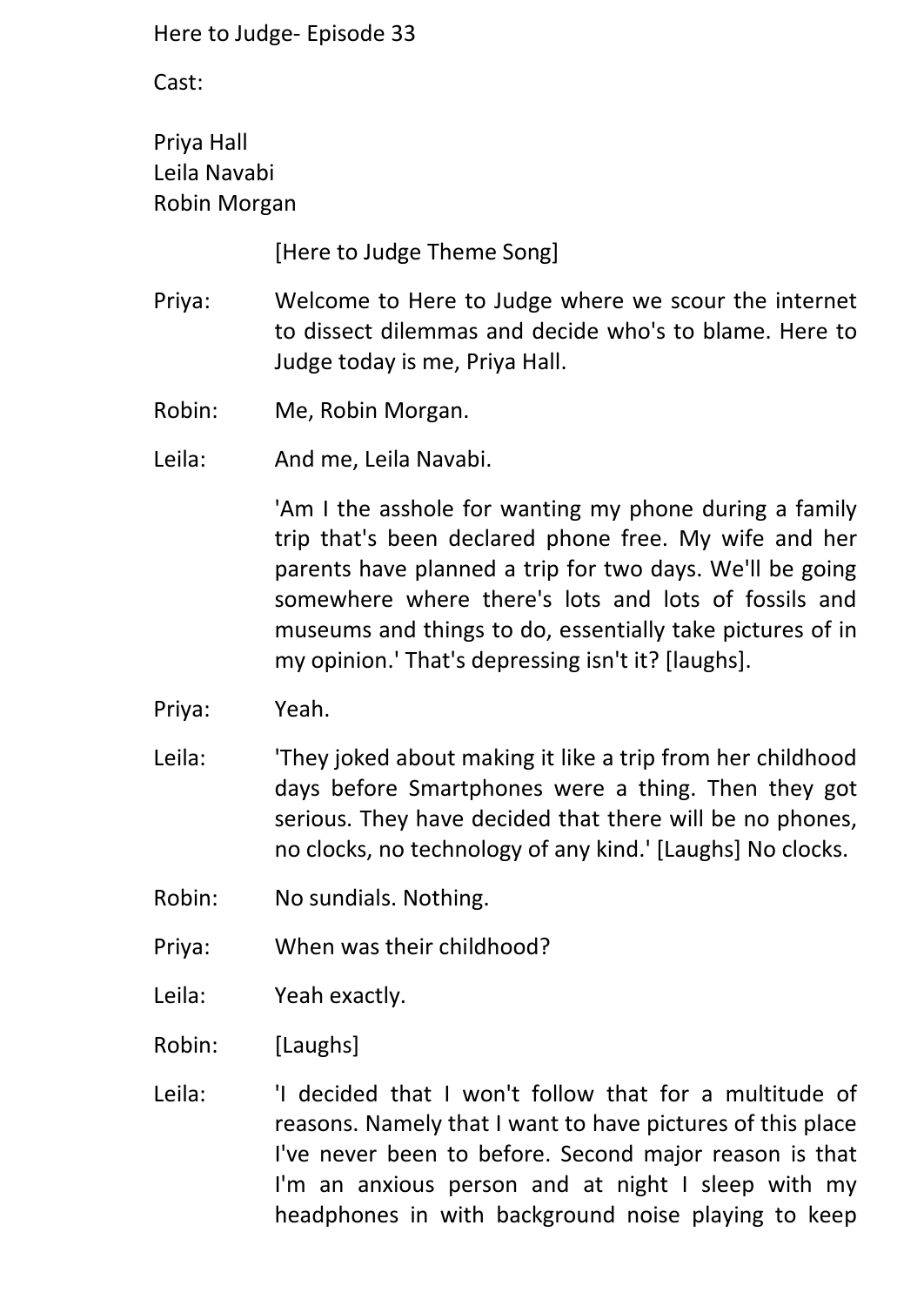Here to Judge- Episode 33

Cast:

Priya Hall
Leila Navabi
Robin Morgan

[Here to Judge Theme Song]

Priya: Welcome to Here to Judge where we scour the internet to dissect dilemmas and decide who's to blame. Here to Judge today is me, Priya Hall.

Robin: Me, Robin Morgan.

Leila: And me, Leila Navabi.

'Am I the asshole for wanting my phone during a family trip that's been declared phone free. My wife and her parents have planned a trip for two days. We'll be going somewhere where there's lots and lots of fossils and museums and things to do, essentially take pictures of in my opinion.' That's depressing isn't it? [laughs].

Priya: Yeah.

Leila: 'They joked about making it like a trip from her childhood days before Smartphones were a thing. Then they got serious. They have decided that there will be no phones, no clocks, no technology of any kind.' [Laughs] No clocks.

Robin: No sundials. Nothing.

Priya: When was their childhood?

Leila: Yeah exactly.

Robin: [Laughs]

Leila: 'I decided that I won't follow that for a multitude of reasons. Namely that I want to have pictures of this place I've never been to before. Second major reason is that I'm an anxious person and at night I sleep with my headphones in with background noise playing to keep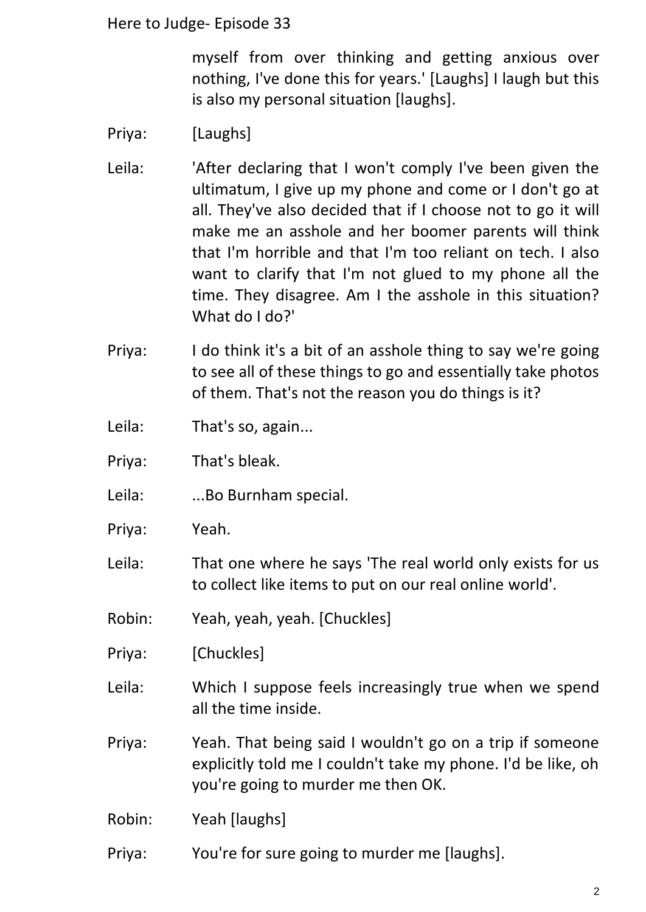myself from over thinking and getting anxious over nothing, I've done this for years.' [Laughs] I laugh but this is also my personal situation [laughs].

Priya: [Laughs]

Leila: 'After declaring that I won't comply I've been given the ultimatum, I give up my phone and come or I don't go at all. They've also decided that if I choose not to go it will make me an asshole and her boomer parents will think that I'm horrible and that I'm too reliant on tech. I also want to clarify that I'm not glued to my phone all the time. They disagree. Am I the asshole in this situation? What do I do?'

Priya: I do think it's a bit of an asshole thing to say we're going to see all of these things to go and essentially take photos of them. That's not the reason you do things is it?

Leila: That's so, again...

Priya: That's bleak.

Leila: ...Bo Burnham special.

Priya: Yeah.

Leila: That one where he says 'The real world only exists for us to collect like items to put on our real online world'.

Robin: Yeah, yeah, yeah. [Chuckles]

Priya: [Chuckles]

Leila: Which I suppose feels increasingly true when we spend all the time inside.

Priya: Yeah. That being said I wouldn't go on a trip if someone explicitly told me I couldn't take my phone. I'd be like, oh you're going to murder me then OK.

Robin: Yeah [laughs]

Priya: You're for sure going to murder me [laughs].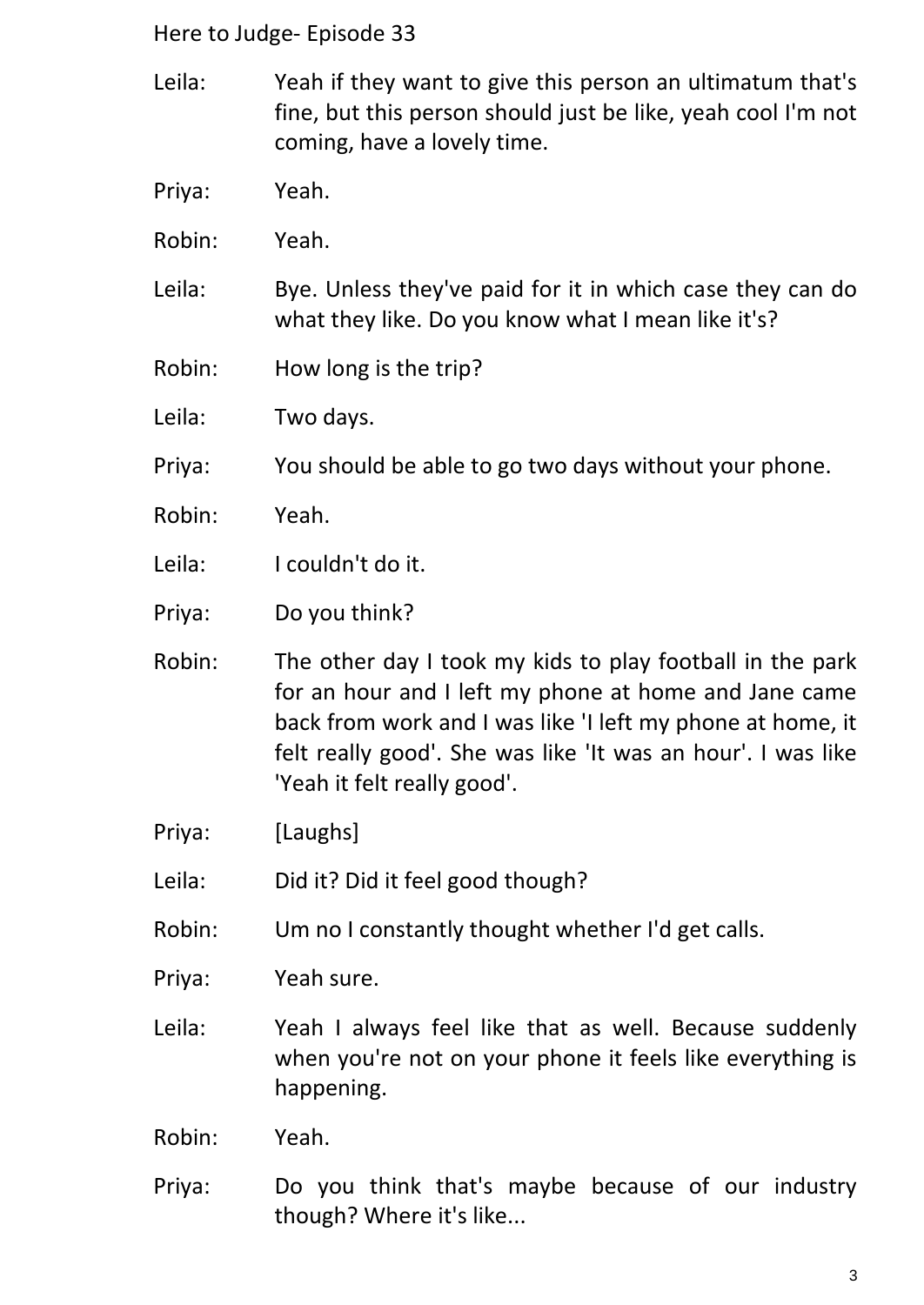Leila: Yeah if they want to give this person an ultimatum that's fine, but this person should just be like, yeah cool I'm not coming, have a lovely time.

Priya: Yeah.

Robin: Yeah.

Leila: Bye. Unless they've paid for it in which case they can do what they like. Do you know what I mean like it's?

Robin: How long is the trip?

Leila: Two days.

Priya: You should be able to go two days without your phone.

Robin: Yeah.

Leila: I couldn't do it.

Priya: Do you think?

Robin: The other day I took my kids to play football in the park for an hour and I left my phone at home and Jane came back from work and I was like 'I left my phone at home, it felt really good'. She was like 'It was an hour'. I was like 'Yeah it felt really good'.

Priya: [Laughs]

Leila: Did it? Did it feel good though?

Robin: Um no I constantly thought whether I'd get calls.

Priya: Yeah sure.

Leila: Yeah I always feel like that as well. Because suddenly when you're not on your phone it feels like everything is happening.

Robin: Yeah.

Priya: Do you think that's maybe because of our industry though? Where it's like...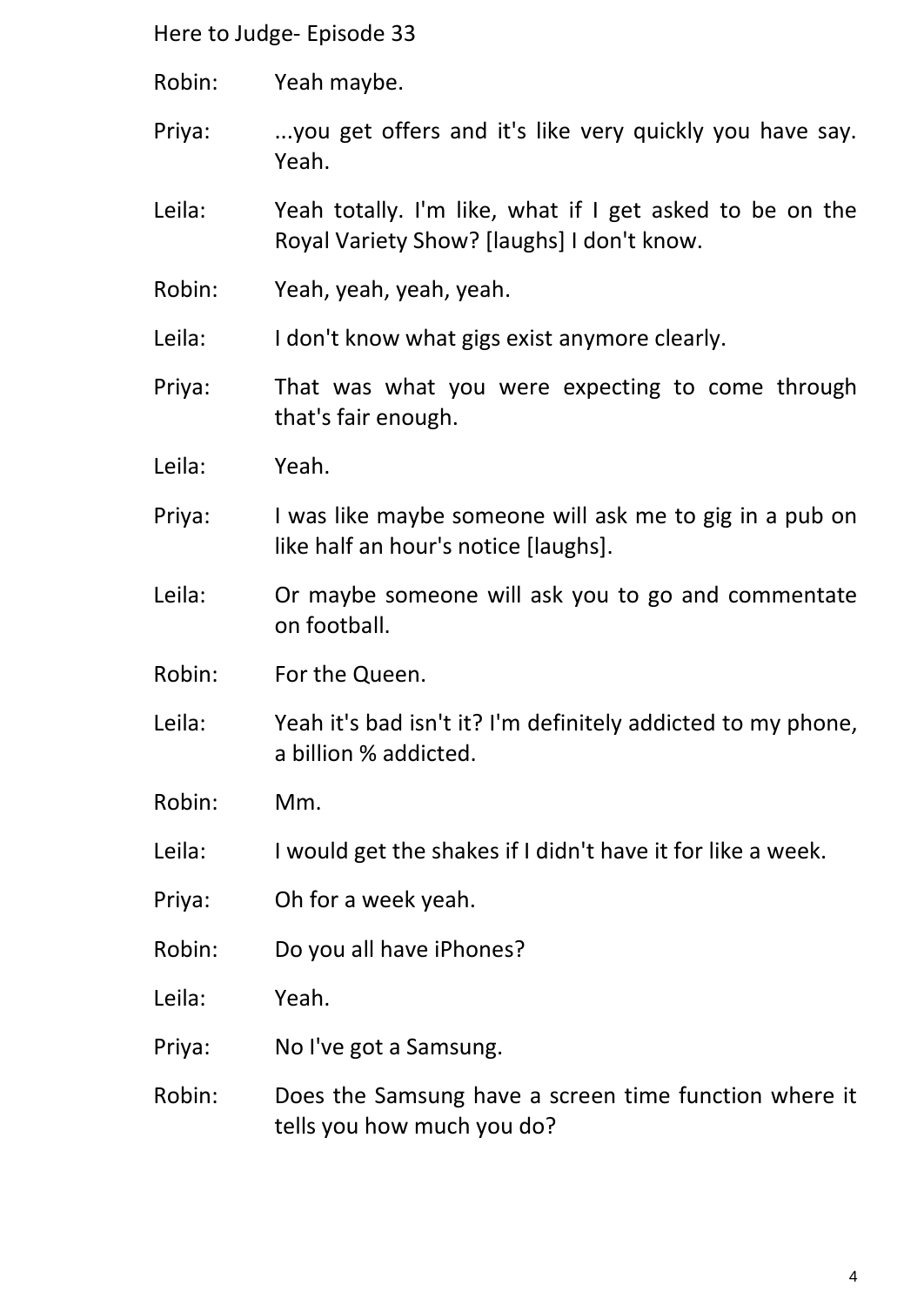Robin: Yeah maybe.

Priya: ...you get offers and it's like very quickly you have say. Yeah.

Leila: Yeah totally. I'm like, what if I get asked to be on the Royal Variety Show? [laughs] I don't know.

Robin: Yeah, yeah, yeah, yeah.

Leila: I don't know what gigs exist anymore clearly.

Priya: That was what you were expecting to come through that's fair enough.

Leila: Yeah.

Priya: I was like maybe someone will ask me to gig in a pub on like half an hour's notice [laughs].

Leila: Or maybe someone will ask you to go and commentate on football.

Robin: For the Queen.

Leila: Yeah it's bad isn't it? I'm definitely addicted to my phone, a billion % addicted.

Robin: Mm.

Leila: I would get the shakes if I didn't have it for like a week.

Priya: Oh for a week yeah.

Robin: Do you all have iPhones?

Leila: Yeah.

Priya: No I've got a Samsung.

Robin: Does the Samsung have a screen time function where it tells you how much you do?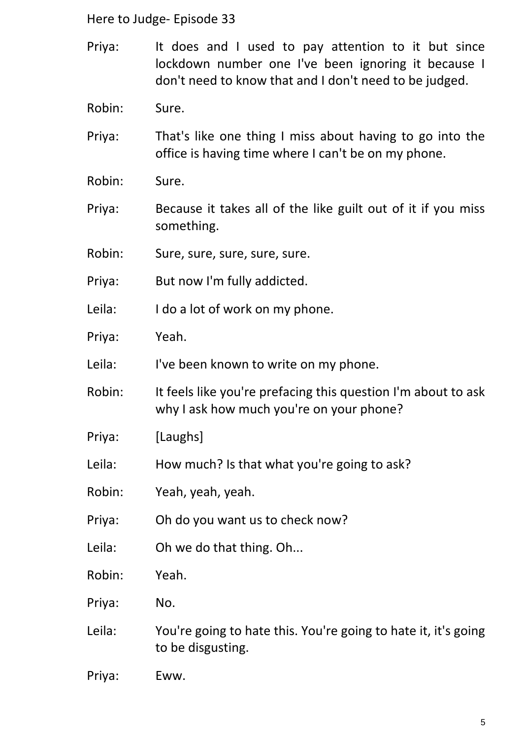Priya: It does and I used to pay attention to it but since lockdown number one I've been ignoring it because I don't need to know that and I don't need to be judged.

Robin: Sure.

Priya: That's like one thing I miss about having to go into the office is having time where I can't be on my phone.

Robin: Sure.

Priya: Because it takes all of the like guilt out of it if you miss something.

Robin: Sure, sure, sure, sure, sure.

Priya: But now I'm fully addicted.

Leila: I do a lot of work on my phone.

Priya: Yeah.

Leila: I've been known to write on my phone.

Robin: It feels like you're prefacing this question I'm about to ask why I ask how much you're on your phone?

Priya: [Laughs]

Leila: How much? Is that what you're going to ask?

Robin: Yeah, yeah, yeah.

Priya: Oh do you want us to check now?

Leila: Oh we do that thing. Oh...

Robin: Yeah.

Priya: No.

Leila: You're going to hate this. You're going to hate it, it's going to be disgusting.

Priya: Eww.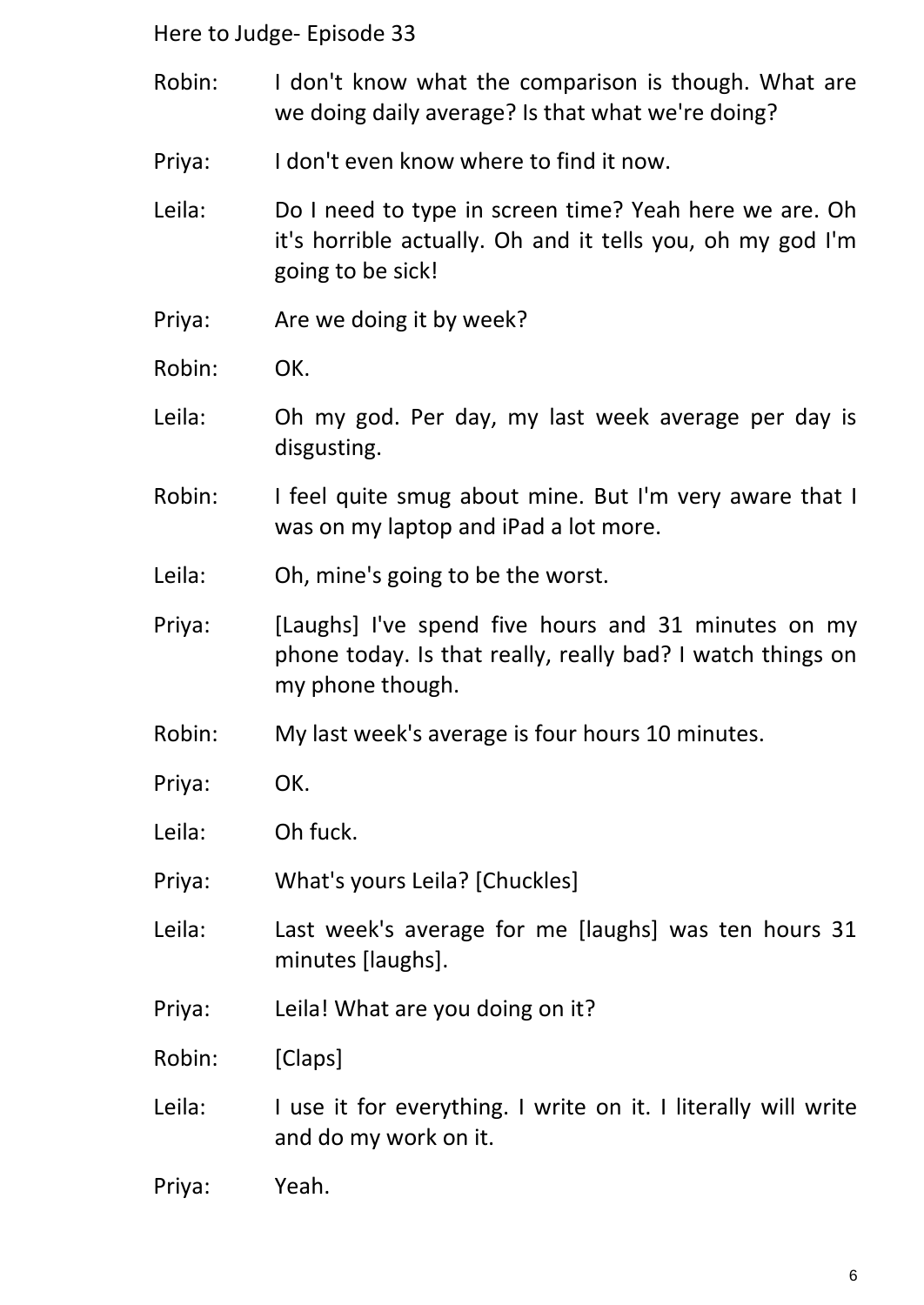Robin: I don't know what the comparison is though. What are we doing daily average? Is that what we're doing?

Priya: I don't even know where to find it now.

Leila: Do I need to type in screen time? Yeah here we are. Oh it's horrible actually. Oh and it tells you, oh my god I'm going to be sick!

Priya: Are we doing it by week?

Robin: OK.

Leila: Oh my god. Per day, my last week average per day is disgusting.

Robin: I feel quite smug about mine. But I'm very aware that I was on my laptop and iPad a lot more.

Leila: Oh, mine's going to be the worst.

Priya: [Laughs] I've spend five hours and 31 minutes on my phone today. Is that really, really bad? I watch things on my phone though.

Robin: My last week's average is four hours 10 minutes.

Priya: OK.

Leila: Oh fuck.

Priya: What's yours Leila? [Chuckles]

Leila: Last week's average for me [laughs] was ten hours 31 minutes [laughs].

Priya: Leila! What are you doing on it?

Robin: [Claps]

Leila: I use it for everything. I write on it. I literally will write and do my work on it.

Priya: Yeah.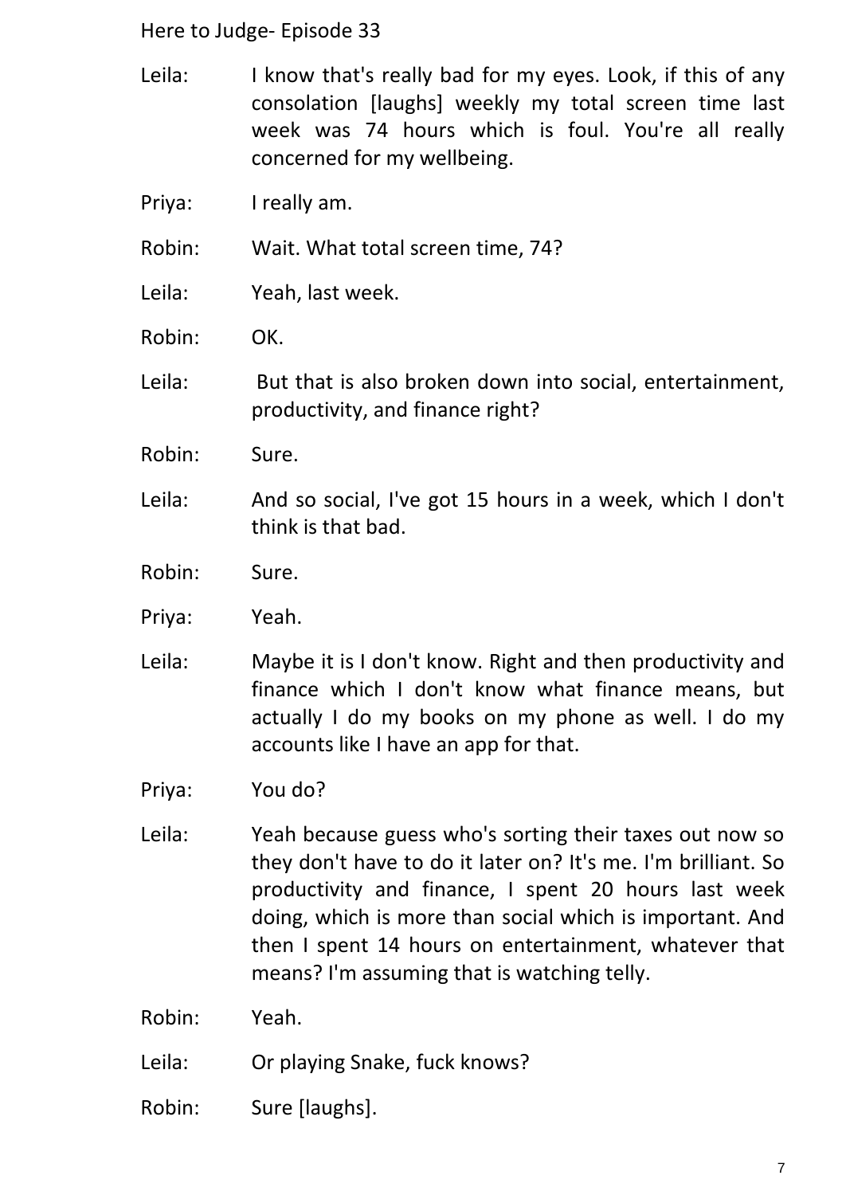Leila: I know that's really bad for my eyes. Look, if this of any consolation [laughs] weekly my total screen time last week was 74 hours which is foul. You're all really concerned for my wellbeing.

Priya: I really am.

Robin: Wait. What total screen time, 74?

Leila: Yeah, last week.

Robin: OK.

Leila: But that is also broken down into social, entertainment, productivity, and finance right?

Robin: Sure.

Leila: And so social, I've got 15 hours in a week, which I don't think is that bad.

Robin: Sure.

Priya: Yeah.

Leila: Maybe it is I don't know. Right and then productivity and finance which I don't know what finance means, but actually I do my books on my phone as well. I do my accounts like I have an app for that.

Priya: You do?

Leila: Yeah because guess who's sorting their taxes out now so they don't have to do it later on? It's me. I'm brilliant. So productivity and finance, I spent 20 hours last week doing, which is more than social which is important. And then I spent 14 hours on entertainment, whatever that means? I'm assuming that is watching telly.

Robin: Yeah.

Leila: Or playing Snake, fuck knows?

Robin: Sure [laughs].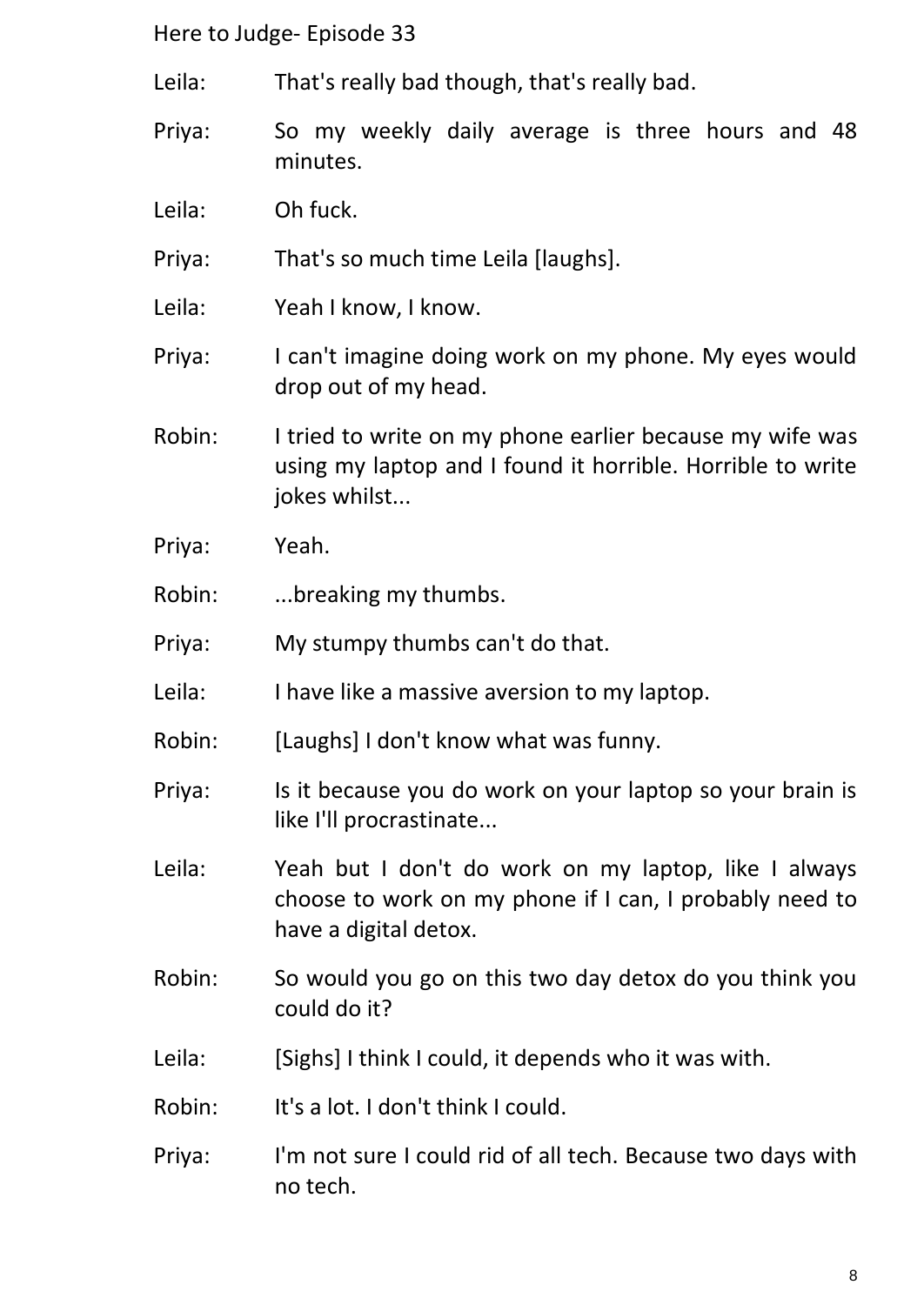Leila: That's really bad though, that's really bad.

Priya: So my weekly daily average is three hours and 48 minutes.

Leila: Oh fuck.

Priya: That's so much time Leila [laughs].

Leila: Yeah I know, I know.

Priya: I can't imagine doing work on my phone. My eyes would drop out of my head.

Robin: I tried to write on my phone earlier because my wife was using my laptop and I found it horrible. Horrible to write jokes whilst...

Priya: Yeah.

Robin: ...breaking my thumbs.

Priya: My stumpy thumbs can't do that.

Leila: I have like a massive aversion to my laptop.

Robin: [Laughs] I don't know what was funny.

Priya: Is it because you do work on your laptop so your brain is like I'll procrastinate...

Leila: Yeah but I don't do work on my laptop, like I always choose to work on my phone if I can, I probably need to have a digital detox.

Robin: So would you go on this two day detox do you think you could do it?

Leila: [Sighs] I think I could, it depends who it was with.

Robin: It's a lot. I don't think I could.

Priya: I'm not sure I could rid of all tech. Because two days with no tech.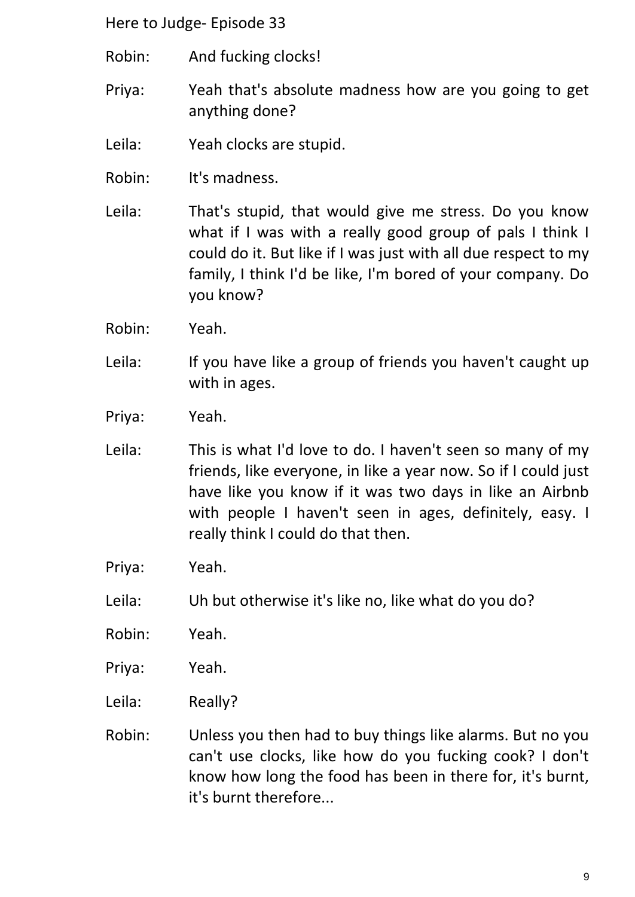Robin: And fucking clocks!

Priya: Yeah that's absolute madness how are you going to get anything done?

Leila: Yeah clocks are stupid.

Robin: It's madness.

Leila: That's stupid, that would give me stress. Do you know what if I was with a really good group of pals I think I could do it. But like if I was just with all due respect to my family, I think I'd be like, I'm bored of your company. Do you know?

Robin: Yeah.

Leila: If you have like a group of friends you haven't caught up with in ages.

Priya: Yeah.

Leila: This is what I'd love to do. I haven't seen so many of my friends, like everyone, in like a year now. So if I could just have like you know if it was two days in like an Airbnb with people I haven't seen in ages, definitely, easy. I really think I could do that then.

Priya: Yeah.

Leila: Uh but otherwise it's like no, like what do you do?

Robin: Yeah.

Priya: Yeah.

Leila: Really?

Robin: Unless you then had to buy things like alarms. But no you can't use clocks, like how do you fucking cook? I don't know how long the food has been in there for, it's burnt, it's burnt therefore...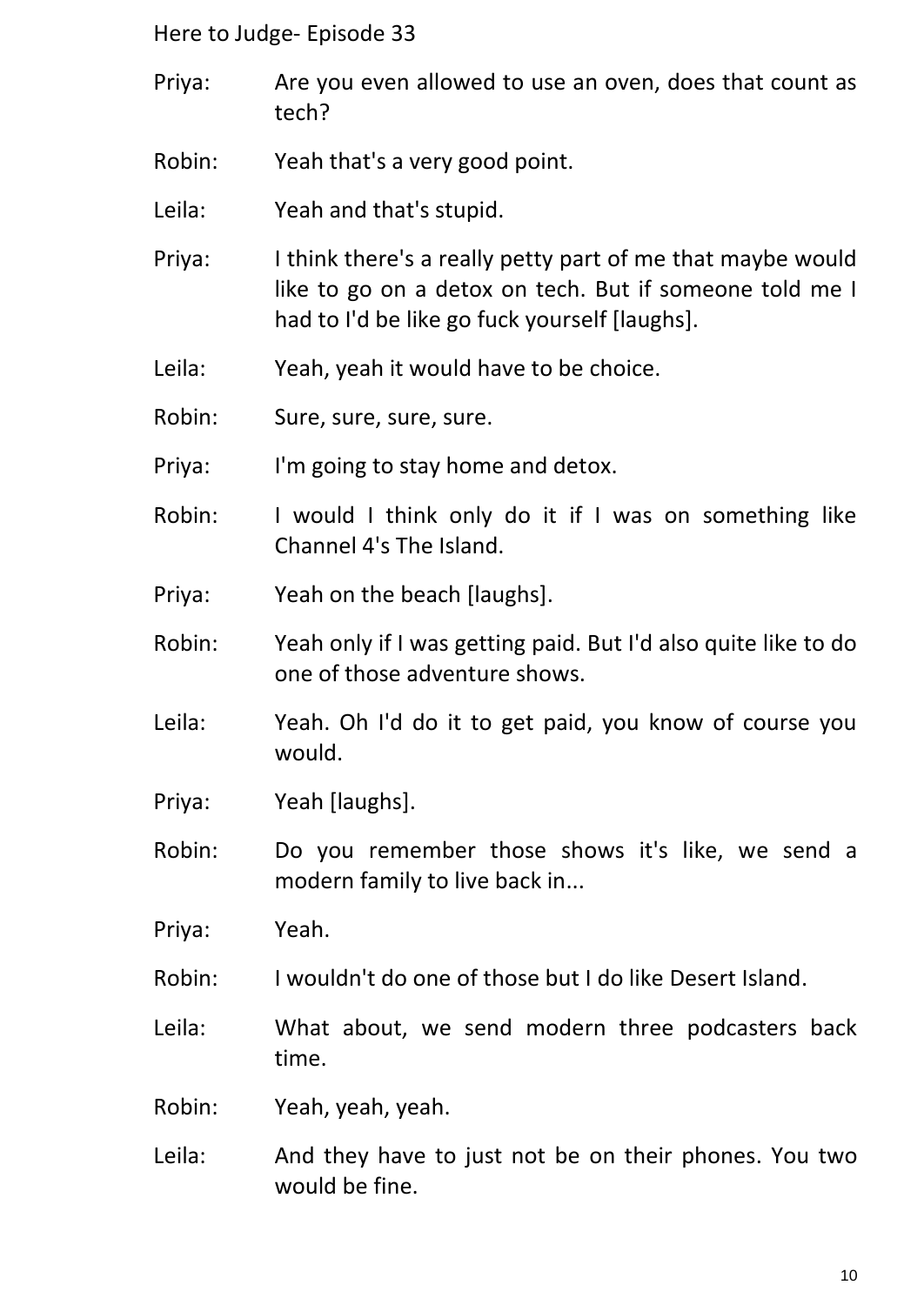Priya: Are you even allowed to use an oven, does that count as tech?

Robin: Yeah that's a very good point.

Leila: Yeah and that's stupid.

Priya: I think there's a really petty part of me that maybe would like to go on a detox on tech. But if someone told me I had to I'd be like go fuck yourself [laughs].

Leila: Yeah, yeah it would have to be choice.

Robin: Sure, sure, sure, sure.

Priya: I'm going to stay home and detox.

Robin: I would I think only do it if I was on something like Channel 4's The Island.

Priya: Yeah on the beach [laughs].

Robin: Yeah only if I was getting paid. But I'd also quite like to do one of those adventure shows.

Leila: Yeah. Oh I'd do it to get paid, you know of course you would.

Priya: Yeah [laughs].

Robin: Do you remember those shows it's like, we send a modern family to live back in...

Priya: Yeah.

Robin: I wouldn't do one of those but I do like Desert Island.

Leila: What about, we send modern three podcasters back time.

Robin: Yeah, yeah, yeah.

Leila: And they have to just not be on their phones. You two would be fine.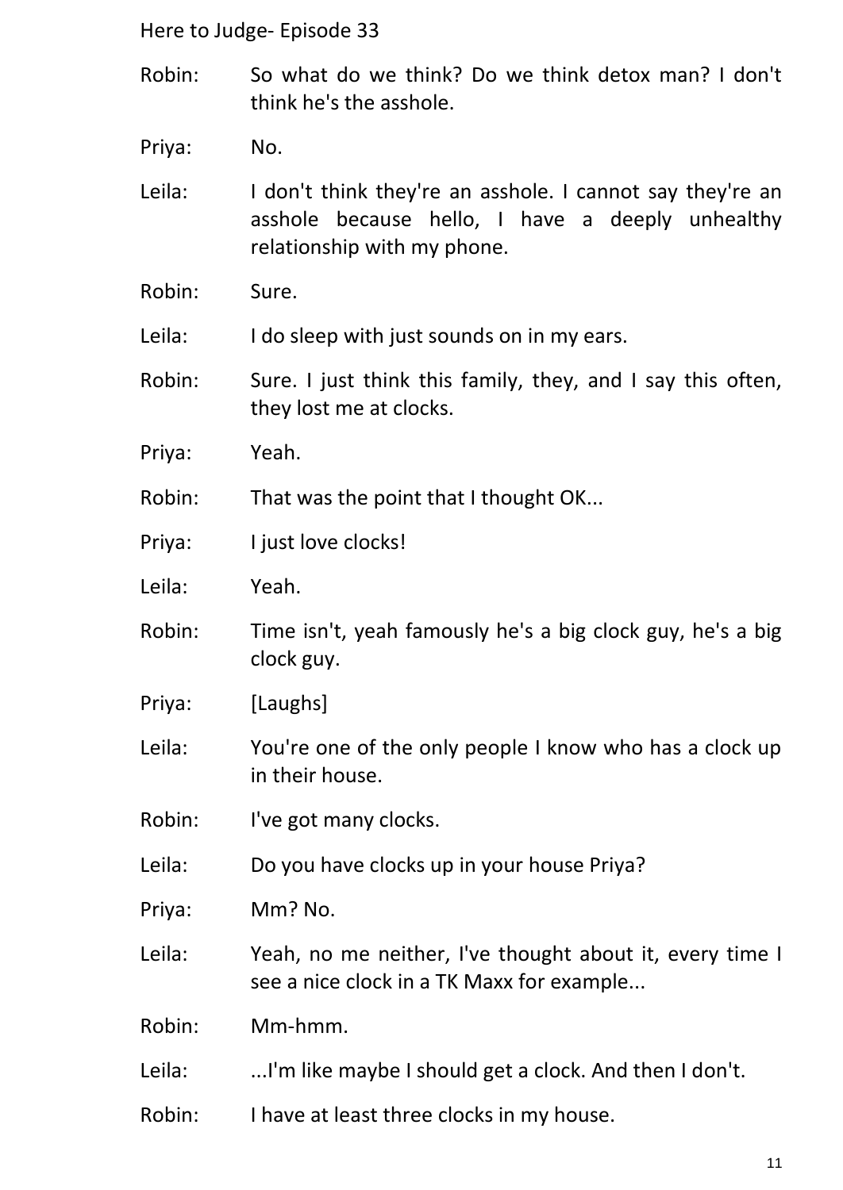Robin: So what do we think? Do we think detox man? I don't think he's the asshole.

Priya: No.

Leila: I don't think they're an asshole. I cannot say they're an asshole because hello, I have a deeply unhealthy relationship with my phone.

Robin: Sure.

Leila: I do sleep with just sounds on in my ears.

Robin: Sure. I just think this family, they, and I say this often, they lost me at clocks.

Priya: Yeah.

Robin: That was the point that I thought OK...

Priya: I just love clocks!

Leila: Yeah.

Robin: Time isn't, yeah famously he's a big clock guy, he's a big clock guy.

Priya: [Laughs]

Leila: You're one of the only people I know who has a clock up in their house.

Robin: I've got many clocks.

Leila: Do you have clocks up in your house Priya?

Priya: Mm? No.

Leila: Yeah, no me neither, I've thought about it, every time I see a nice clock in a TK Maxx for example...

Robin: Mm-hmm.

Leila: ...I'm like maybe I should get a clock. And then I don't.

Robin: I have at least three clocks in my house.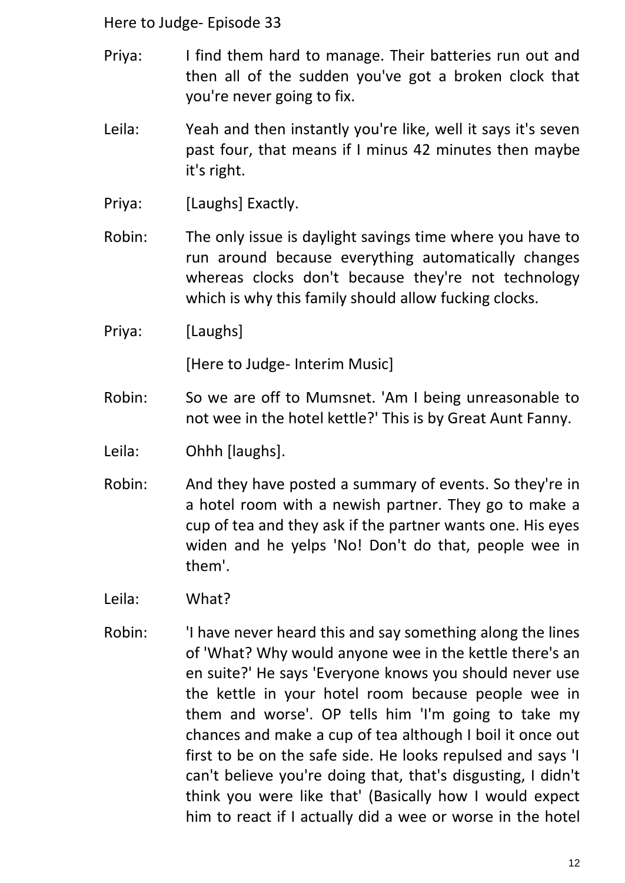Priya: I find them hard to manage. Their batteries run out and then all of the sudden you've got a broken clock that you're never going to fix.

Leila: Yeah and then instantly you're like, well it says it's seven past four, that means if I minus 42 minutes then maybe it's right.

Priya: [Laughs] Exactly.

Robin: The only issue is daylight savings time where you have to run around because everything automatically changes whereas clocks don't because they're not technology which is why this family should allow fucking clocks.

Priya: [Laughs]

[Here to Judge- Interim Music]

Robin: So we are off to Mumsnet. 'Am I being unreasonable to not wee in the hotel kettle?' This is by Great Aunt Fanny.

Leila: Ohhh [laughs].

Robin: And they have posted a summary of events. So they're in a hotel room with a newish partner. They go to make a cup of tea and they ask if the partner wants one. His eyes widen and he yelps 'No! Don't do that, people wee in them'.

Leila: What?

Robin: 'I have never heard this and say something along the lines of 'What? Why would anyone wee in the kettle there's an en suite?' He says 'Everyone knows you should never use the kettle in your hotel room because people wee in them and worse'. OP tells him 'I'm going to take my chances and make a cup of tea although I boil it once out first to be on the safe side. He looks repulsed and says 'I can't believe you're doing that, that's disgusting, I didn't think you were like that' (Basically how I would expect him to react if I actually did a wee or worse in the hotel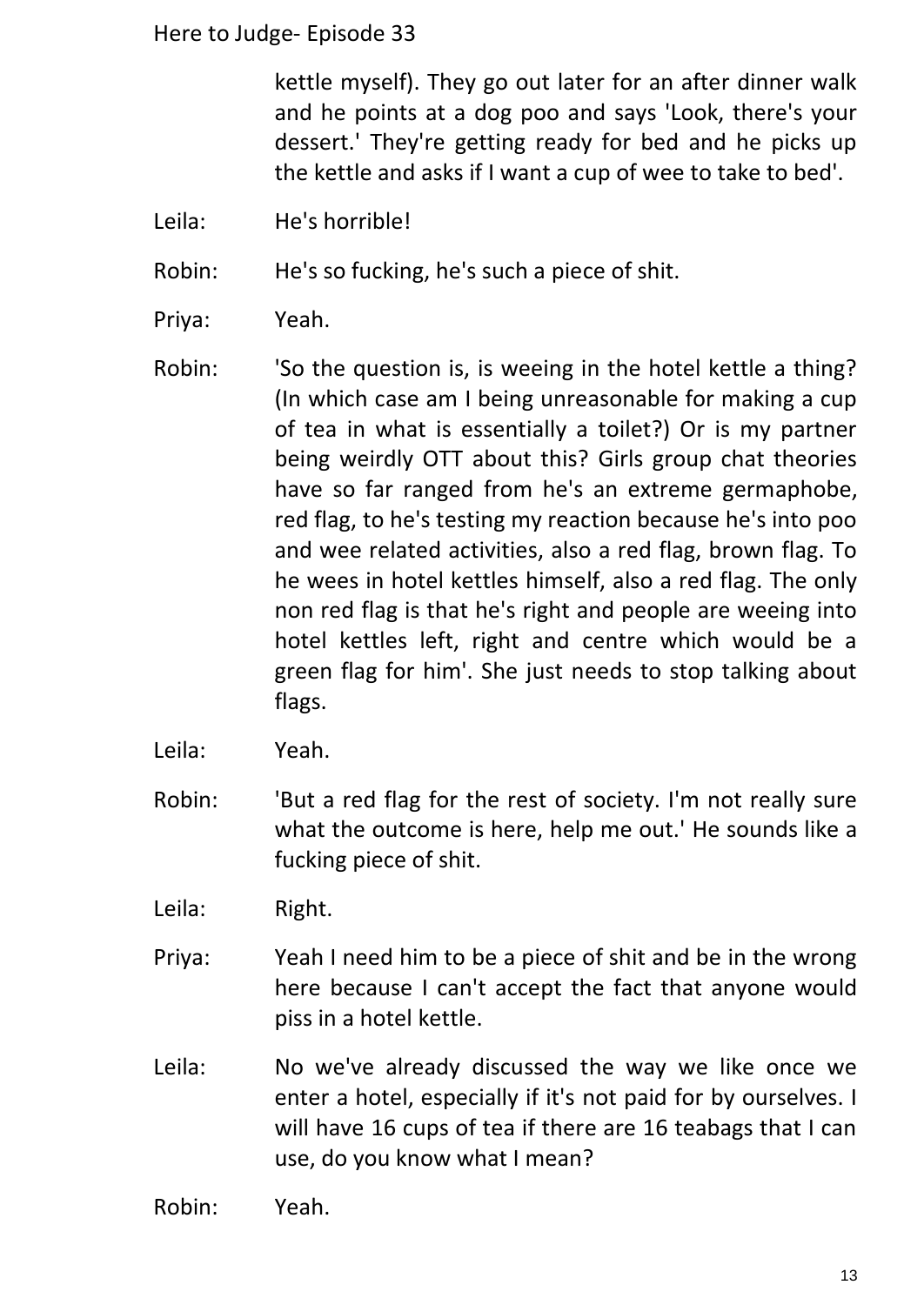kettle myself). They go out later for an after dinner walk and he points at a dog poo and says 'Look, there's your dessert.' They're getting ready for bed and he picks up the kettle and asks if I want a cup of wee to take to bed'.

Leila: He's horrible!

Robin: He's so fucking, he's such a piece of shit.

Priya: Yeah.

Robin: 'So the question is, is weeing in the hotel kettle a thing? (In which case am I being unreasonable for making a cup of tea in what is essentially a toilet?) Or is my partner being weirdly OTT about this? Girls group chat theories have so far ranged from he's an extreme germaphobe, red flag, to he's testing my reaction because he's into poo and wee related activities, also a red flag, brown flag. To he wees in hotel kettles himself, also a red flag. The only non red flag is that he's right and people are weeing into hotel kettles left, right and centre which would be a green flag for him'. She just needs to stop talking about flags.

Leila: Yeah.

Robin: 'But a red flag for the rest of society. I'm not really sure what the outcome is here, help me out.' He sounds like a fucking piece of shit.

Leila: Right.

Priya: Yeah I need him to be a piece of shit and be in the wrong here because I can't accept the fact that anyone would piss in a hotel kettle.

Leila: No we've already discussed the way we like once we enter a hotel, especially if it's not paid for by ourselves. I will have 16 cups of tea if there are 16 teabags that I can use, do you know what I mean?

Robin: Yeah.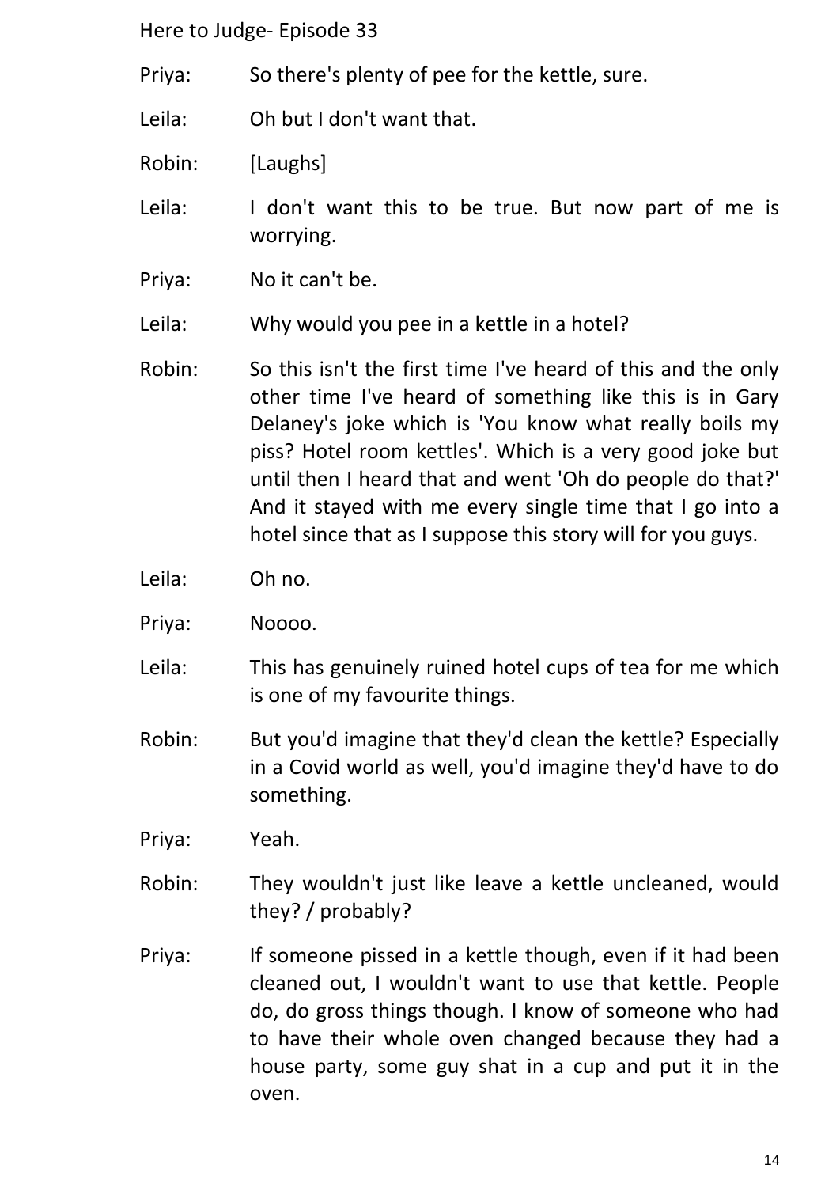Priya: So there's plenty of pee for the kettle, sure.

Leila: Oh but I don't want that.

Robin: [Laughs]

Leila: I don't want this to be true. But now part of me is worrying.

Priya: No it can't be.

Leila: Why would you pee in a kettle in a hotel?

Robin: So this isn't the first time I've heard of this and the only other time I've heard of something like this is in Gary Delaney's joke which is 'You know what really boils my piss? Hotel room kettles'. Which is a very good joke but until then I heard that and went 'Oh do people do that?' And it stayed with me every single time that I go into a hotel since that as I suppose this story will for you guys.

Leila: Oh no.

Priya: Noooo.

Leila: This has genuinely ruined hotel cups of tea for me which is one of my favourite things.

Robin: But you'd imagine that they'd clean the kettle? Especially in a Covid world as well, you'd imagine they'd have to do something.

Priya: Yeah.

Robin: They wouldn't just like leave a kettle uncleaned, would they? / probably?

Priya: If someone pissed in a kettle though, even if it had been cleaned out, I wouldn't want to use that kettle. People do, do gross things though. I know of someone who had to have their whole oven changed because they had a house party, some guy shat in a cup and put it in the oven.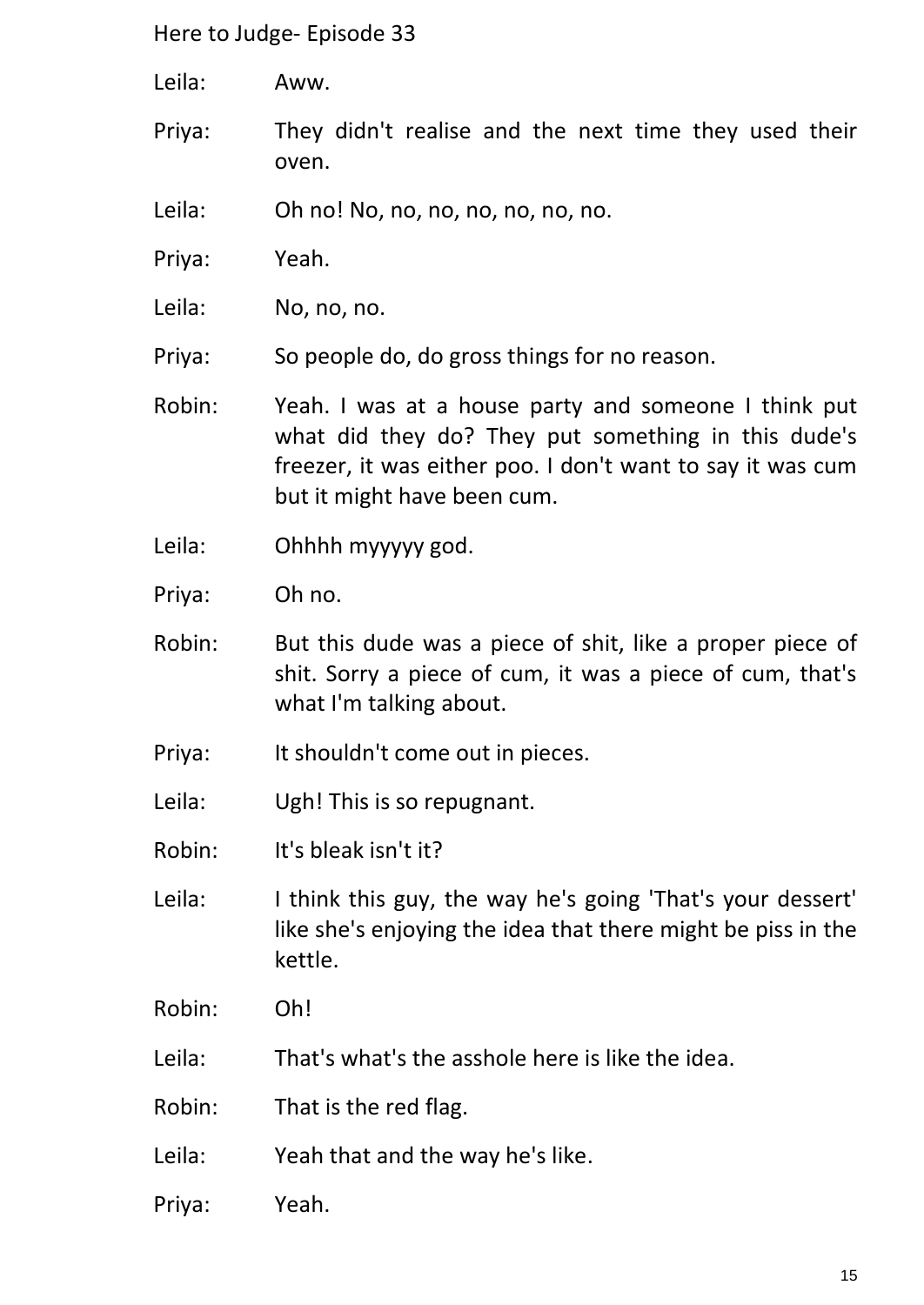Leila: Aww.

Priya: They didn't realise and the next time they used their oven.

Leila: Oh no! No, no, no, no, no, no, no.

Priya: Yeah.

Leila: No, no, no.

Priya: So people do, do gross things for no reason.

Robin: Yeah. I was at a house party and someone I think put what did they do? They put something in this dude's freezer, it was either poo. I don't want to say it was cum but it might have been cum.

Leila: Ohhhh myyyyy god.

Priya: Oh no.

Robin: But this dude was a piece of shit, like a proper piece of shit. Sorry a piece of cum, it was a piece of cum, that's what I'm talking about.

Priya: It shouldn't come out in pieces.

Leila: Ugh! This is so repugnant.

Robin: It's bleak isn't it?

Leila: I think this guy, the way he's going 'That's your dessert' like she's enjoying the idea that there might be piss in the kettle.

Robin: Oh!

Leila: That's what's the asshole here is like the idea.

Robin: That is the red flag.

Leila: Yeah that and the way he's like.

Priya: Yeah.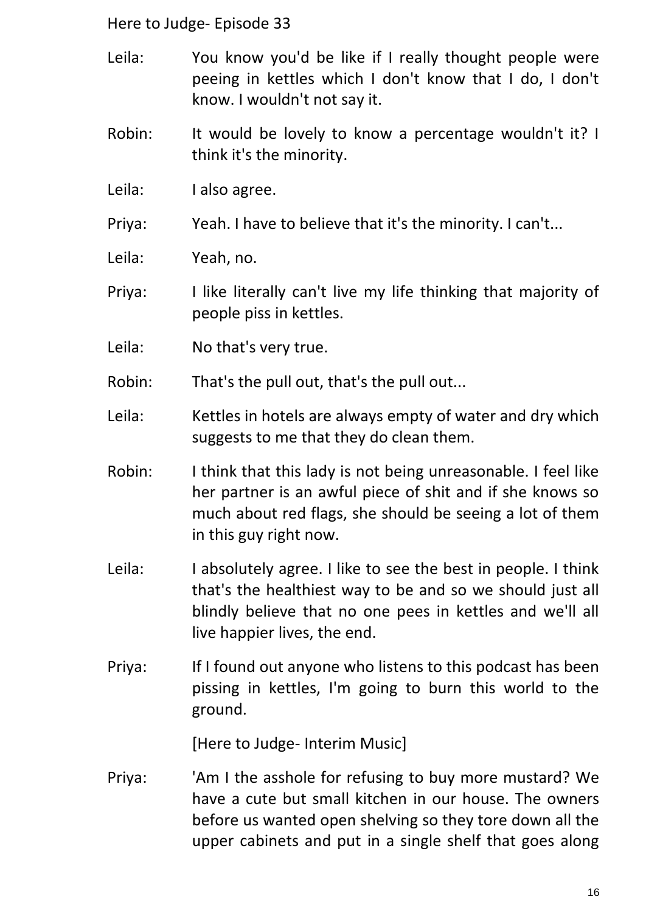Leila: You know you'd be like if I really thought people were peeing in kettles which I don't know that I do, I don't know. I wouldn't not say it.

Robin: It would be lovely to know a percentage wouldn't it? I think it's the minority.

Leila: I also agree.

Priya: Yeah. I have to believe that it's the minority. I can't...

Leila: Yeah, no.

Priya: I like literally can't live my life thinking that majority of people piss in kettles.

Leila: No that's very true.

Robin: That's the pull out, that's the pull out...

Leila: Kettles in hotels are always empty of water and dry which suggests to me that they do clean them.

Robin: I think that this lady is not being unreasonable. I feel like her partner is an awful piece of shit and if she knows so much about red flags, she should be seeing a lot of them in this guy right now.

Leila: I absolutely agree. I like to see the best in people. I think that's the healthiest way to be and so we should just all blindly believe that no one pees in kettles and we'll all live happier lives, the end.

Priya: If I found out anyone who listens to this podcast has been pissing in kettles, I'm going to burn this world to the ground.

[Here to Judge- Interim Music]

Priya: 'Am I the asshole for refusing to buy more mustard? We have a cute but small kitchen in our house. The owners before us wanted open shelving so they tore down all the upper cabinets and put in a single shelf that goes along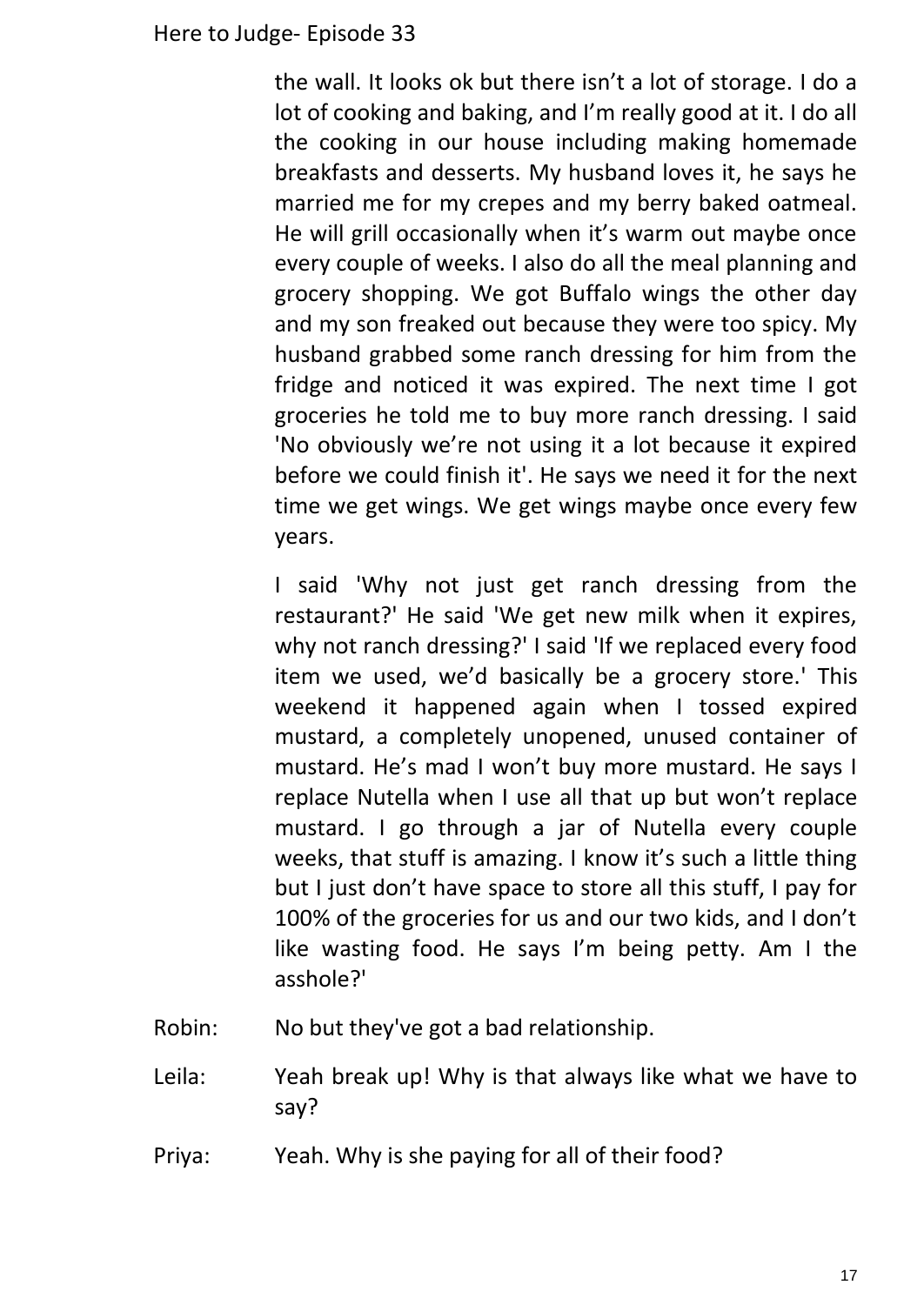the wall. It looks ok but there isn't a lot of storage. I do a lot of cooking and baking, and I'm really good at it. I do all the cooking in our house including making homemade breakfasts and desserts. My husband loves it, he says he married me for my crepes and my berry baked oatmeal. He will grill occasionally when it's warm out maybe once every couple of weeks. I also do all the meal planning and grocery shopping. We got Buffalo wings the other day and my son freaked out because they were too spicy. My husband grabbed some ranch dressing for him from the fridge and noticed it was expired. The next time I got groceries he told me to buy more ranch dressing. I said 'No obviously we're not using it a lot because it expired before we could finish it'. He says we need it for the next time we get wings. We get wings maybe once every few years.

I said 'Why not just get ranch dressing from the restaurant?' He said 'We get new milk when it expires, why not ranch dressing?' I said 'If we replaced every food item we used, we'd basically be a grocery store.' This weekend it happened again when I tossed expired mustard, a completely unopened, unused container of mustard. He's mad I won't buy more mustard. He says I replace Nutella when I use all that up but won't replace mustard. I go through a jar of Nutella every couple weeks, that stuff is amazing. I know it's such a little thing but I just don't have space to store all this stuff, I pay for 100% of the groceries for us and our two kids, and I don't like wasting food. He says I'm being petty. Am I the asshole?'

Robin: No but they've got a bad relationship.

Leila: Yeah break up! Why is that always like what we have to say?

Priya: Yeah. Why is she paying for all of their food?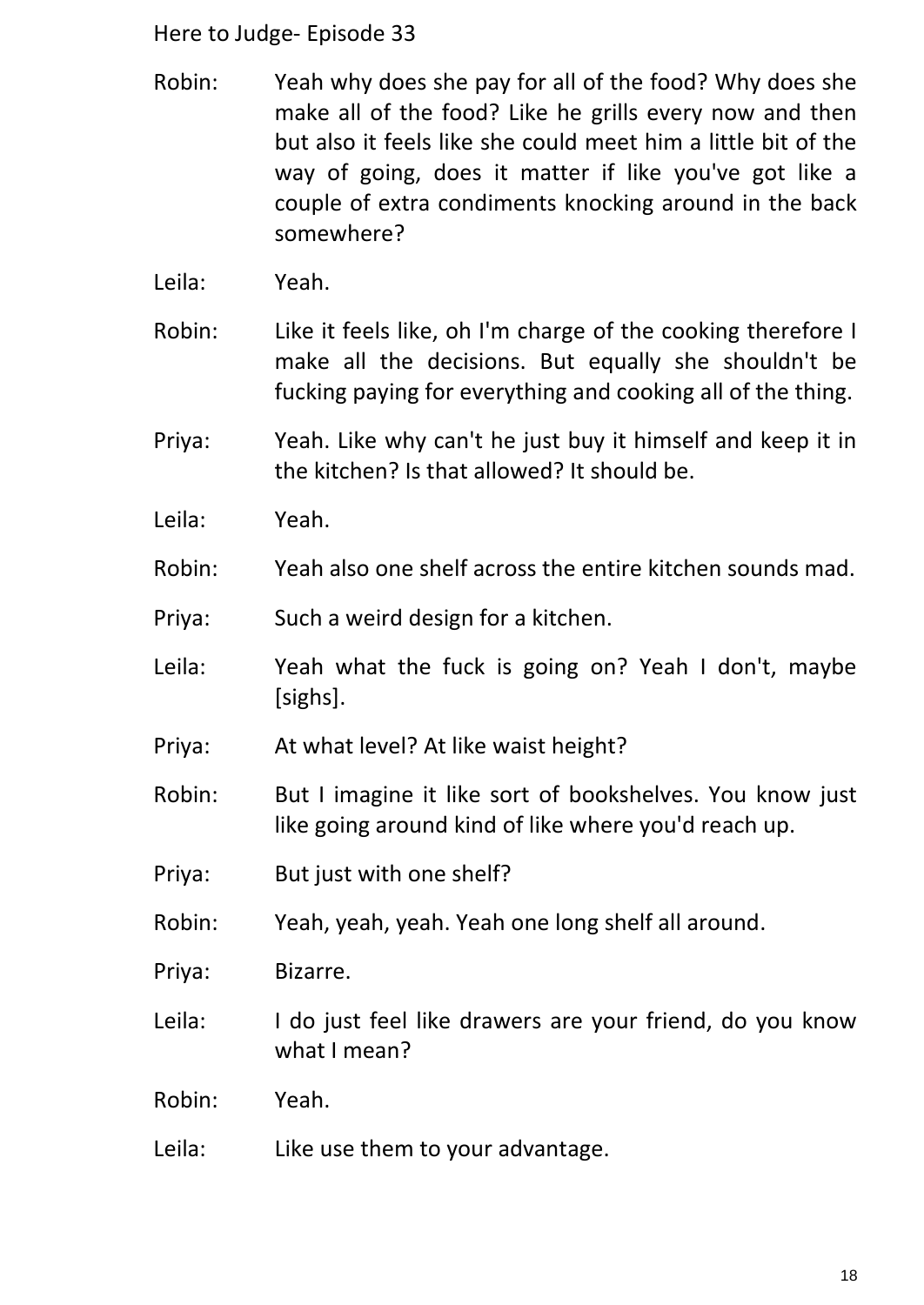Robin: Yeah why does she pay for all of the food? Why does she make all of the food? Like he grills every now and then but also it feels like she could meet him a little bit of the way of going, does it matter if like you've got like a couple of extra condiments knocking around in the back somewhere?

Leila: Yeah.

Robin: Like it feels like, oh I'm charge of the cooking therefore I make all the decisions. But equally she shouldn't be fucking paying for everything and cooking all of the thing.

Priya: Yeah. Like why can't he just buy it himself and keep it in the kitchen? Is that allowed? It should be.

Leila: Yeah.

Robin: Yeah also one shelf across the entire kitchen sounds mad.

Priya: Such a weird design for a kitchen.

Leila: Yeah what the fuck is going on? Yeah I don't, maybe [sighs].

Priya: At what level? At like waist height?

Robin: But I imagine it like sort of bookshelves. You know just like going around kind of like where you'd reach up.

Priya: But just with one shelf?

Robin: Yeah, yeah, yeah. Yeah one long shelf all around.

Priya: Bizarre.

Leila: I do just feel like drawers are your friend, do you know what I mean?

Robin: Yeah.

Leila: Like use them to your advantage.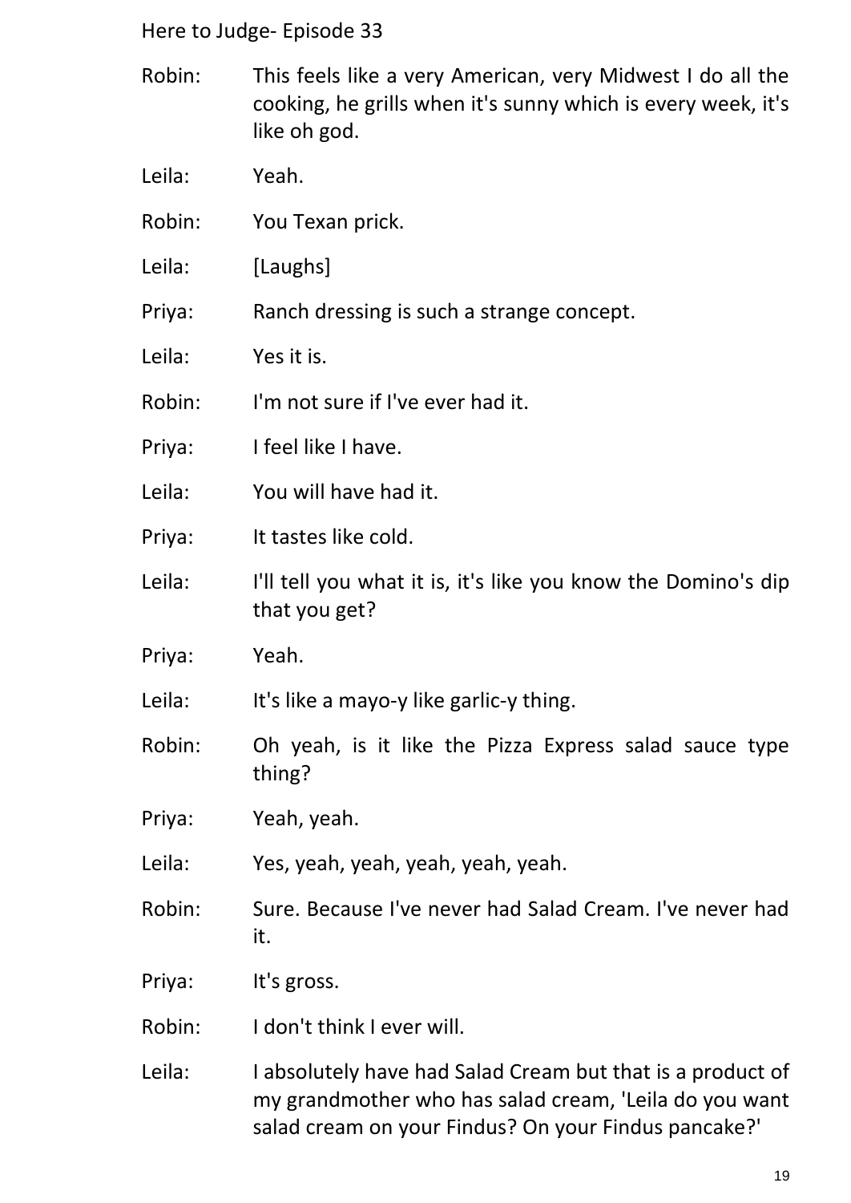Robin: This feels like a very American, very Midwest I do all the cooking, he grills when it's sunny which is every week, it's like oh god.

Leila: Yeah.

Robin: You Texan prick.

Leila: [Laughs]

Priya: Ranch dressing is such a strange concept.

Leila: Yes it is.

Robin: I'm not sure if I've ever had it.

Priya: I feel like I have.

Leila: You will have had it.

Priya: It tastes like cold.

Leila: I'll tell you what it is, it's like you know the Domino's dip that you get?

Priya: Yeah.

Leila: It's like a mayo-y like garlic-y thing.

Robin: Oh yeah, is it like the Pizza Express salad sauce type thing?

Priya: Yeah, yeah.

Leila: Yes, yeah, yeah, yeah, yeah, yeah.

Robin: Sure. Because I've never had Salad Cream. I've never had it.

Priya: It's gross.

Robin: I don't think I ever will.

Leila: I absolutely have had Salad Cream but that is a product of my grandmother who has salad cream, 'Leila do you want salad cream on your Findus? On your Findus pancake?'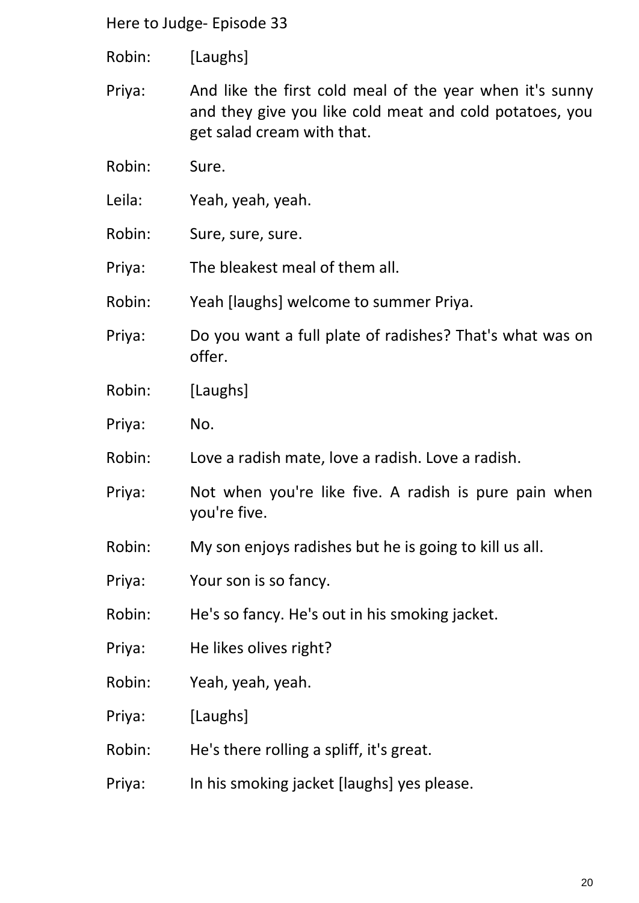Robin: [Laughs]

Priya: And like the first cold meal of the year when it's sunny and they give you like cold meat and cold potatoes, you get salad cream with that.

Robin: Sure.

Leila: Yeah, yeah, yeah.

Robin: Sure, sure, sure.

Priya: The bleakest meal of them all.

Robin: Yeah [laughs] welcome to summer Priya.

Priya: Do you want a full plate of radishes? That's what was on offer.

Robin: [Laughs]

Priya: No.

Robin: Love a radish mate, love a radish. Love a radish.

Priya: Not when you're like five. A radish is pure pain when you're five.

Robin: My son enjoys radishes but he is going to kill us all.

Priya: Your son is so fancy.

Robin: He's so fancy. He's out in his smoking jacket.

Priya: He likes olives right?

Robin: Yeah, yeah, yeah.

Priya: [Laughs]

Robin: He's there rolling a spliff, it's great.

Priya: In his smoking jacket [laughs] yes please.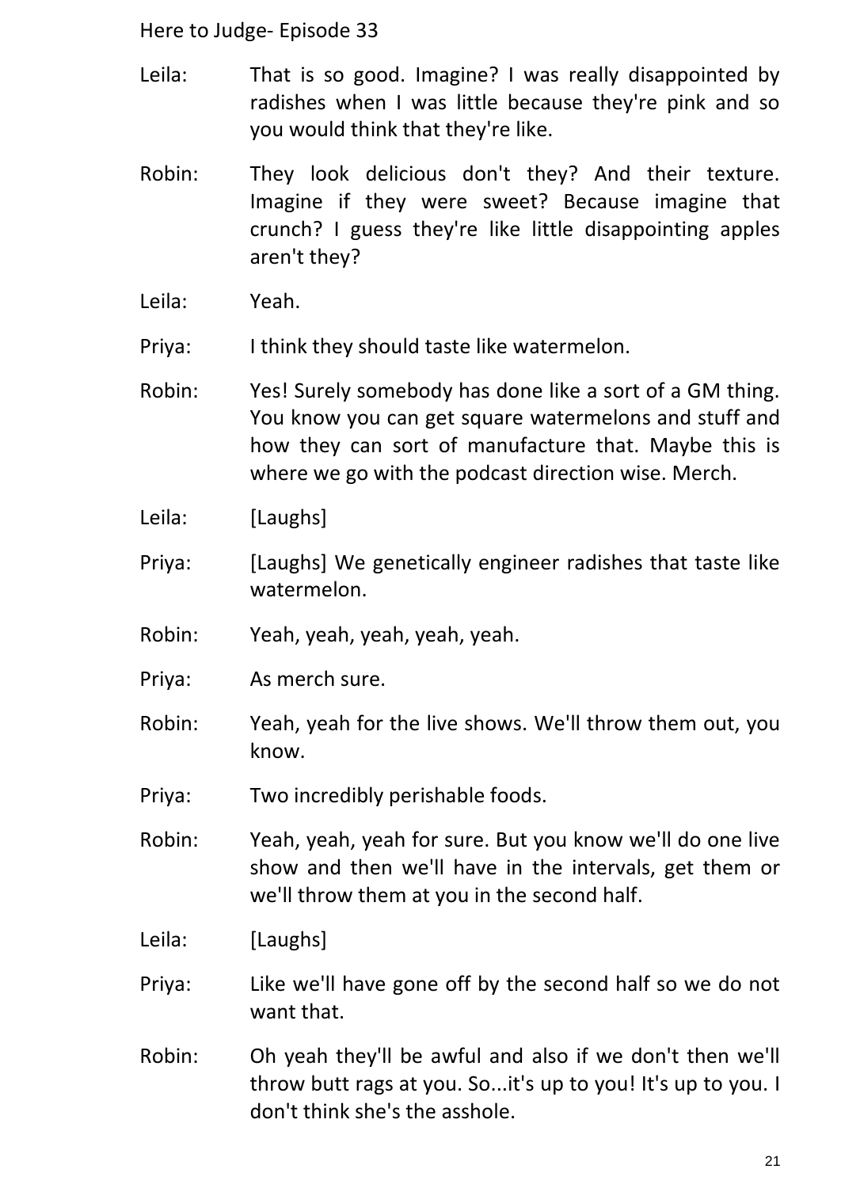Leila: That is so good. Imagine? I was really disappointed by radishes when I was little because they're pink and so you would think that they're like.

Robin: They look delicious don't they? And their texture. Imagine if they were sweet? Because imagine that crunch? I guess they're like little disappointing apples aren't they?

Leila: Yeah.

Priya: I think they should taste like watermelon.

Robin: Yes! Surely somebody has done like a sort of a GM thing. You know you can get square watermelons and stuff and how they can sort of manufacture that. Maybe this is where we go with the podcast direction wise. Merch.

Leila: [Laughs]

Priya: [Laughs] We genetically engineer radishes that taste like watermelon.

Robin: Yeah, yeah, yeah, yeah, yeah.

Priya: As merch sure.

Robin: Yeah, yeah for the live shows. We'll throw them out, you know.

Priya: Two incredibly perishable foods.

Robin: Yeah, yeah, yeah for sure. But you know we'll do one live show and then we'll have in the intervals, get them or we'll throw them at you in the second half.

Leila: [Laughs]

Priya: Like we'll have gone off by the second half so we do not want that.

Robin: Oh yeah they'll be awful and also if we don't then we'll throw butt rags at you. So...it's up to you! It's up to you. I don't think she's the asshole.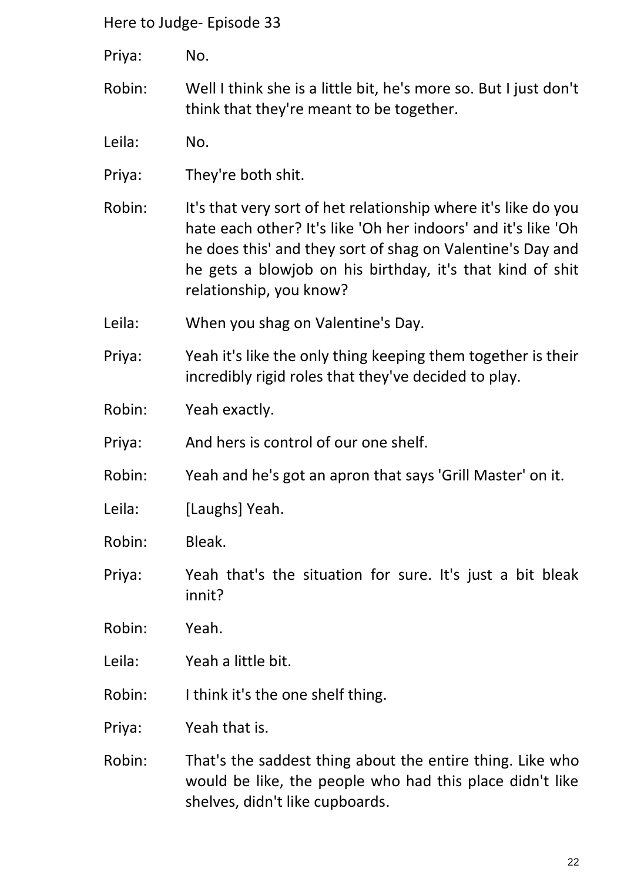Priya: No.

Robin: Well I think she is a little bit, he's more so. But I just don't think that they're meant to be together.

Leila: No.

Priya: They're both shit.

Robin: It's that very sort of het relationship where it's like do you hate each other? It's like 'Oh her indoors' and it's like 'Oh he does this' and they sort of shag on Valentine's Day and he gets a blowjob on his birthday, it's that kind of shit relationship, you know?

Leila: When you shag on Valentine's Day.

Priya: Yeah it's like the only thing keeping them together is their incredibly rigid roles that they've decided to play.

Robin: Yeah exactly.

Priya: And hers is control of our one shelf.

Robin: Yeah and he's got an apron that says 'Grill Master' on it.

Leila: [Laughs] Yeah.

Robin: Bleak.

Priya: Yeah that's the situation for sure. It's just a bit bleak innit?

Robin: Yeah.

Leila: Yeah a little bit.

Robin: I think it's the one shelf thing.

Priya: Yeah that is.

Robin: That's the saddest thing about the entire thing. Like who would be like, the people who had this place didn't like shelves, didn't like cupboards.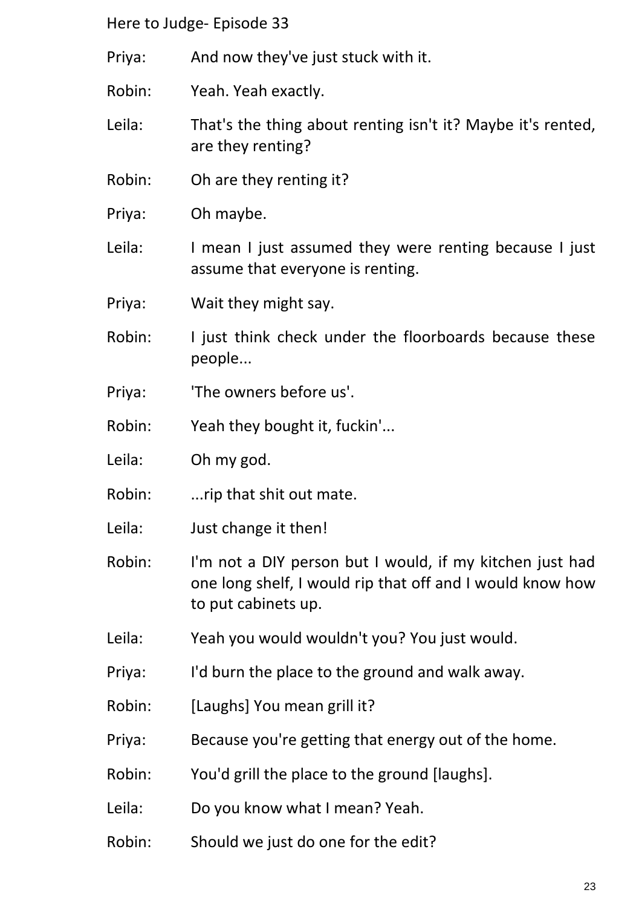Priya: And now they've just stuck with it.

Robin: Yeah. Yeah exactly.

Leila: That's the thing about renting isn't it? Maybe it's rented, are they renting?

Robin: Oh are they renting it?

Priya: Oh maybe.

Leila: I mean I just assumed they were renting because I just assume that everyone is renting.

Priya: Wait they might say.

Robin: I just think check under the floorboards because these people...

Priya: 'The owners before us'.

Robin: Yeah they bought it, fuckin'...

Leila: Oh my god.

Robin: ...rip that shit out mate.

Leila: Just change it then!

Robin: I'm not a DIY person but I would, if my kitchen just had one long shelf, I would rip that off and I would know how to put cabinets up.

Leila: Yeah you would wouldn't you? You just would.

Priya: I'd burn the place to the ground and walk away.

Robin: [Laughs] You mean grill it?

Priya: Because you're getting that energy out of the home.

Robin: You'd grill the place to the ground [laughs].

Leila: Do you know what I mean? Yeah.

Robin: Should we just do one for the edit?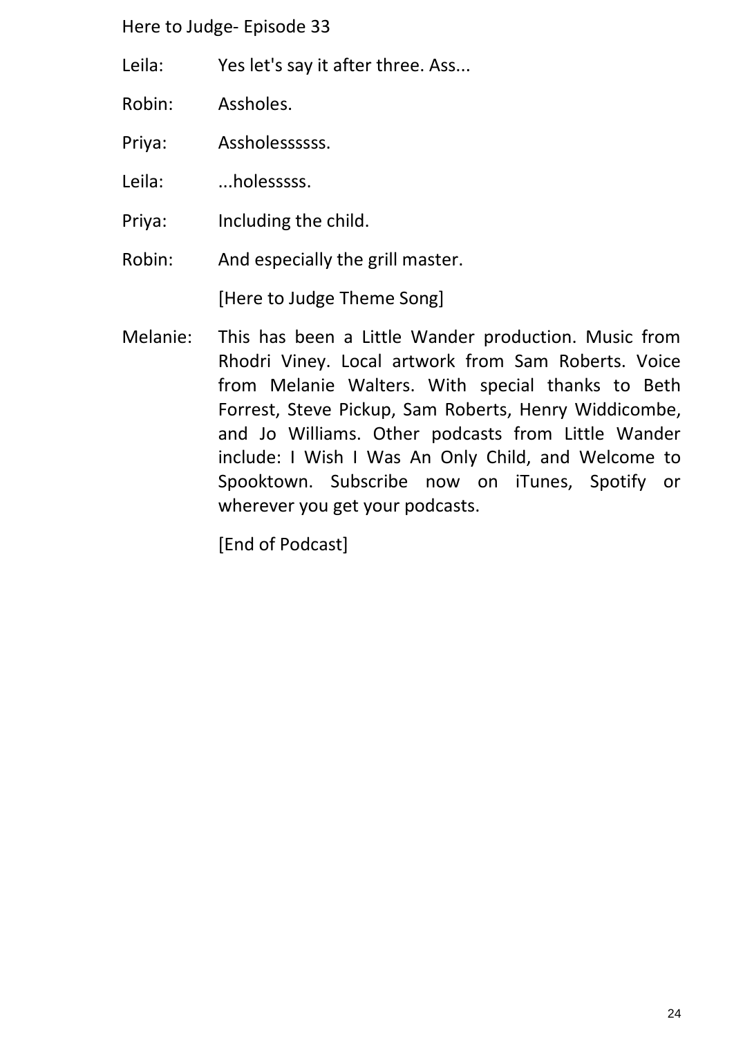Leila: Yes let's say it after three. Ass...

Robin: Assholes.

Priya: Assholessssss.

Leila: ...holesssss.

Priya: Including the child.

Robin: And especially the grill master.

[Here to Judge Theme Song]

Melanie: This has been a Little Wander production. Music from Rhodri Viney. Local artwork from Sam Roberts. Voice from Melanie Walters. With special thanks to Beth Forrest, Steve Pickup, Sam Roberts, Henry Widdicombe, and Jo Williams. Other podcasts from Little Wander include: I Wish I Was An Only Child, and Welcome to Spooktown. Subscribe now on iTunes, Spotify or wherever you get your podcasts.

[End of Podcast]